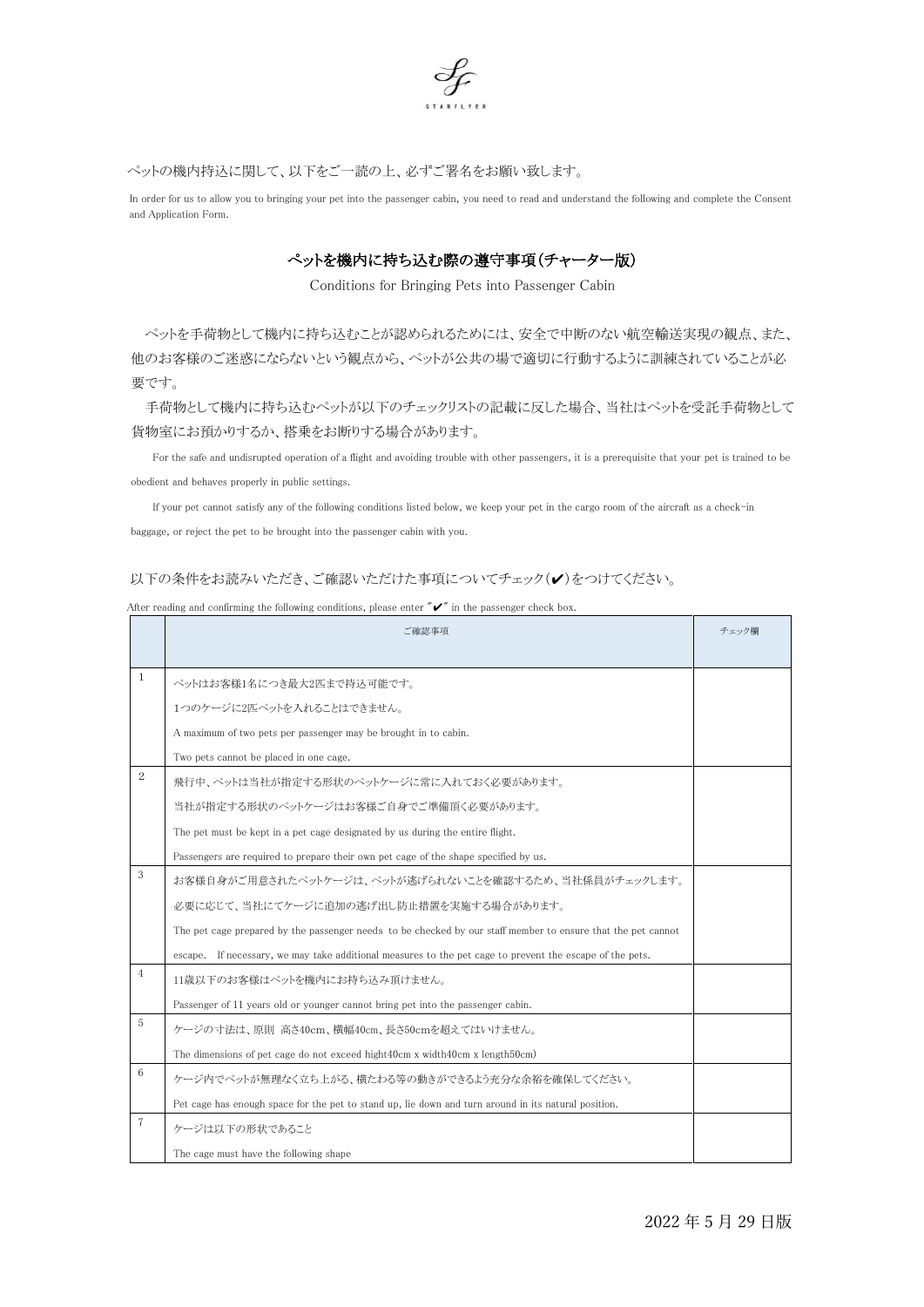STARFLYER

ペットの機内持込に関して、以下をご一読の上、必ずご署名をお願い致します。

In order for us to allow you to bringing your pet into the passenger cabin, you need to read and understand the following and complete the Consent and Application Form.

## ペットを機内に持ち込む際の遵守事項(チャーター版)

Conditions for Bringing Pets into Passenger Cabin

ペットを手荷物として機内に持ち込むことが認められるためには、安全で中断のない航空輸送実現の観点、また、他のお客様のご迷惑にならないという観点から、ペットが公共の場で適切に行動するように訓練されていることが必要です。

手荷物として機内に持ち込むペットが以下のチェックリストの記載に反した場合、当社はペットを受託手荷物として貨物室にお預かりするか、搭乗をお断りする場合があります。

For the safe and undisrupted operation of a flight and avoiding trouble with other passengers, it is a prerequisite that your pet is trained to be obedient and behaves properly in public settings.

If your pet cannot satisfy any of the following conditions listed below, we keep your pet in the cargo room of the aircraft as a check-in baggage, or reject the pet to be brought into the passenger cabin with you.

以下の条件をお読みいただき、ご確認いただけた事項についてチェック(✔)をつけてください。

After reading and confirming the following conditions, please enter "✔" in the passenger check box.

| | ご確認事項 | チェック欄 |
|---|---|---|
| 1 | ペットはお客様1名につき最大2匹まで持込可能です。<br>1つのケージに2匹ペットを入れることはできません。<br>A maximum of two pets per passenger may be brought in to cabin.<br>Two pets cannot be placed in one cage. | |
| 2 | 飛行中、ペットは当社が指定する形状のペットケージに常に入れておく必要があります。<br>当社が指定する形状のペットケージはお客様ご自身でご準備頂く必要があります。<br>The pet must be kept in a pet cage designated by us during the entire flight.<br>Passengers are required to prepare their own pet cage of the shape specified by us. | |
| 3 | お客様自身がご用意されたペットケージは、ペットが逃げられないことを確認するため、当社係員がチェックします。<br>必要に応じて、当社にてケージに追加の逃げ出し防止措置を実施する場合があります。<br>The pet cage prepared by the passenger needs to be checked by our staff member to ensure that the pet cannot escape. If necessary, we may take additional measures to the pet cage to prevent the escape of the pets. | |
| 4 | 11歳以下のお客様はペットを機内にお持ち込み頂けません。<br>Passenger of 11 years old or younger cannot bring pet into the passenger cabin. | |
| 5 | ケージの寸法は、原則 高さ40cm、横幅40cm、長さ50cmを超えてはいけません。<br>The dimensions of pet cage do not exceed hight40cm x width40cm x length50cm) | |
| 6 | ケージ内でペットが無理なく立ち上がる、横たわる等の動きができるよう充分な余裕を確保してください。<br>Pet cage has enough space for the pet to stand up, lie down and turn around in its natural position. | |
| 7 | ケージは以下の形状であること<br>The cage must have the following shape | |

2022 年 5 月 29 日版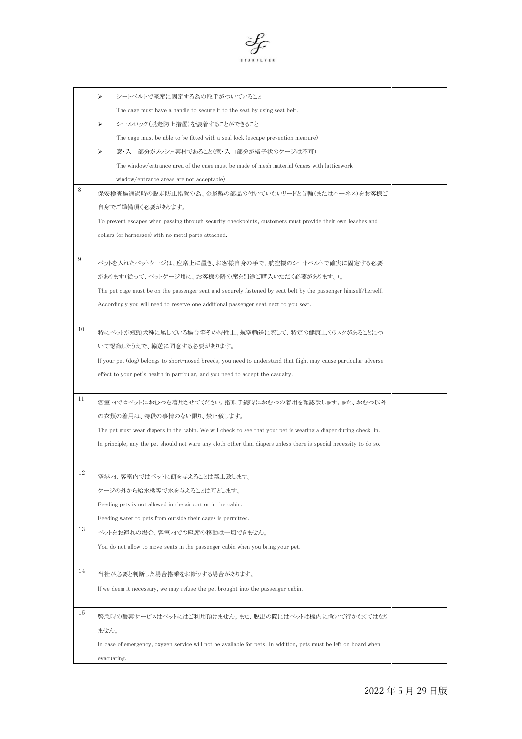| | | |
|---|---|---|
| | ➢ シートベルトで座席に固定する為の取手がついていること<br>The cage must have a handle to secure it to the seat by using seat belt.<br>➢ シールロック(脱走防止措置)を装着することができること<br>The cage must be able to be fitted with a seal lock (escape prevention measure)<br>➢ 窓・入口部分がメッシュ素材であること(窓・入口部分が格子状のケージは不可)<br>The window/entrance area of the cage must be made of mesh material (cages with latticework window/entrance areas are not acceptable) | |
| 8 | 保安検査場通過時の脱走防止措置の為、金属製の部品の付いていないリードと首輪(またはハーネス)をお客様ご自身でご準備頂く必要があります。<br>To prevent escapes when passing through security checkpoints, customers must provide their own leashes and collars (or harnesses) with no metal parts attached. | |
| 9 | ペットを入れたペットケージは、座席上に置き、お客様自身の手で、航空機のシートベルトで確実に固定する必要があります(従って、ペットゲージ用に、お客様の隣の席を別途ご購入いただく必要があります。)。<br>The pet cage must be on the passenger seat and securely fastened by seat belt by the passenger himself/herself. Accordingly you will need to reserve one additional passenger seat next to you seat. | |
| 10 | 特にペットが短頭犬種に属している場合等その特性上、航空輸送に際して、特定の健康上のリスクがあることについて認識したうえで、輸送に同意する必要があります。<br>If your pet (dog) belongs to short-nosed breeds, you need to understand that flight may cause particular adverse effect to your pet's health in particular, and you need to accept the casualty. | |
| 11 | 客室内ではペットにおむつを着用させてください。搭乗手続時におむつの着用を確認致します。また、おむつ以外の衣類の着用は、特段の事情のない限り、禁止致します。<br>The pet must wear diapers in the cabin. We will check to see that your pet is wearing a diaper during check-in. In principle, any the pet should not ware any cloth other than diapers unless there is special necessity to do so. | |
| 12 | 空港内、客室内ではペットに餌を与えることは禁止致します。<br>ケージの外から給水機等で水を与えることは可とします。<br>Feeding pets is not allowed in the airport or in the cabin.<br>Feeding water to pets from outside their cages is permitted. | |
| 13 | ペットをお連れの場合、客室内での座席の移動は一切できません。<br>You do not allow to move seats in the passenger cabin when you bring your pet. | |
| 14 | 当社が必要と判断した場合搭乗をお断りする場合があります。<br>If we deem it necessary, we may refuse the pet brought into the passenger cabin. | |
| 15 | 緊急時の酸素サービスはペットにはご利用頂けません。また、脱出の際にはペットは機内に置いて行かなくてはなりません。<br>In case of emergency, oxygen service will not be available for pets. In addition, pets must be left on board when evacuating. | |

2022 年 5 月 29 日版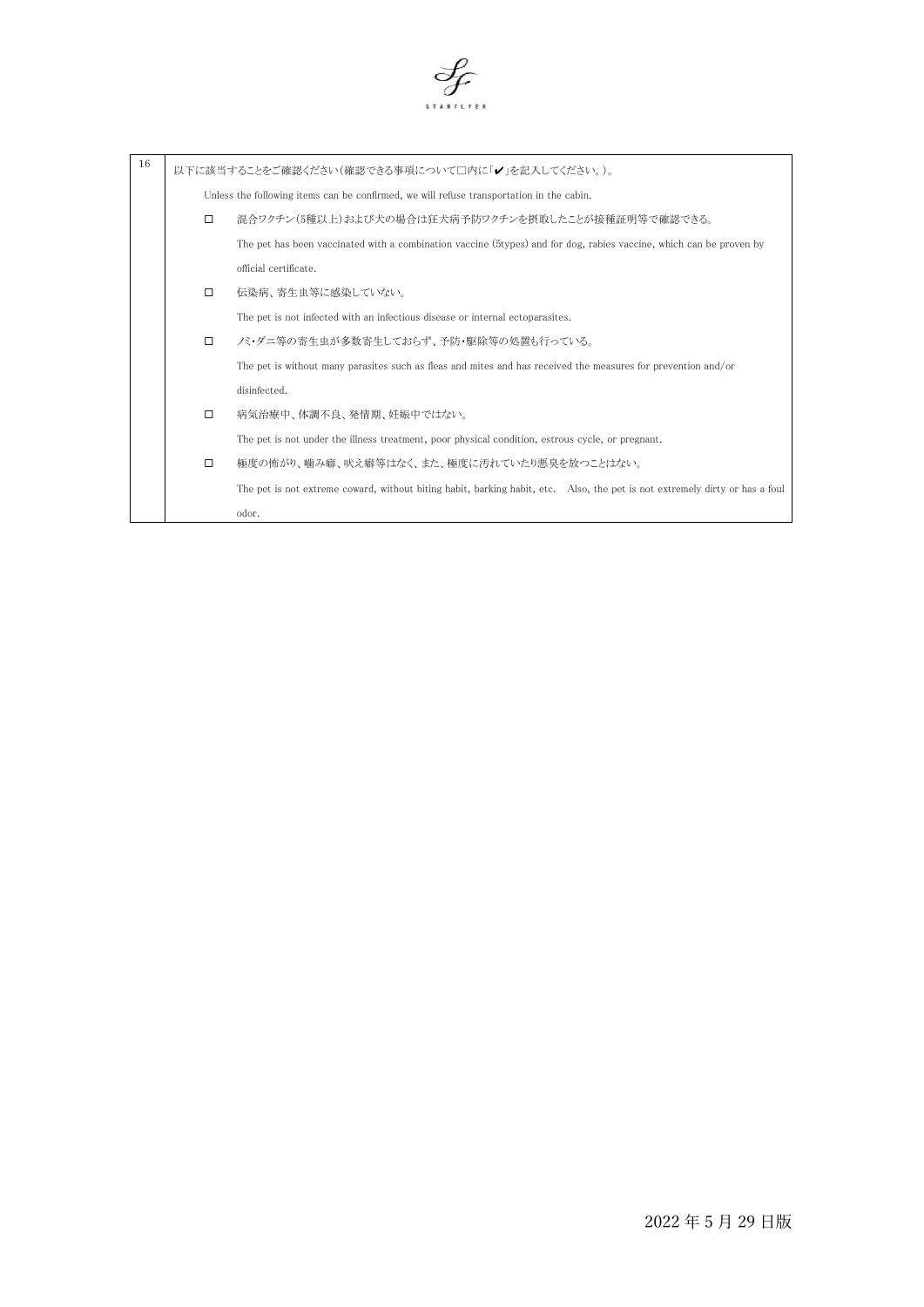| 16 | 以下に該当することをご確認ください(確認できる事項について□内に「✔」を記入してください。)。<br><br>Unless the following items can be confirmed, we will refuse transportation in the cabin.<br><br>□ 混合ワクチン(5種以上)および犬の場合は狂犬病予防ワクチンを摂取したことが接種証明等で確認できる。<br>The pet has been vaccinated with a combination vaccine (5types) and for dog, rabies vaccine, which can be proven by official certificate.<br><br>□ 伝染病、寄生虫等に感染していない。<br>The pet is not infected with an infectious disease or internal ectoparasites.<br><br>□ ノミ・ダニ等の寄生虫が多数寄生しておらず、予防・駆除等の処置も行っている。<br>The pet is without many parasites such as fleas and mites and has received the measures for prevention and/or disinfected.<br><br>□ 病気治療中、体調不良、発情期、妊娠中ではない。<br>The pet is not under the illness treatment, poor physical condition, estrous cycle, or pregnant.<br><br>□ 極度の怖がり、噛み癖、吠え癖等はなく、また、極度に汚れていたり悪臭を放つことはない。<br>The pet is not extreme coward, without biting habit, barking habit, etc. Also, the pet is not extremely dirty or has a foul odor. |
|---|---|

2022 年 5 月 29 日版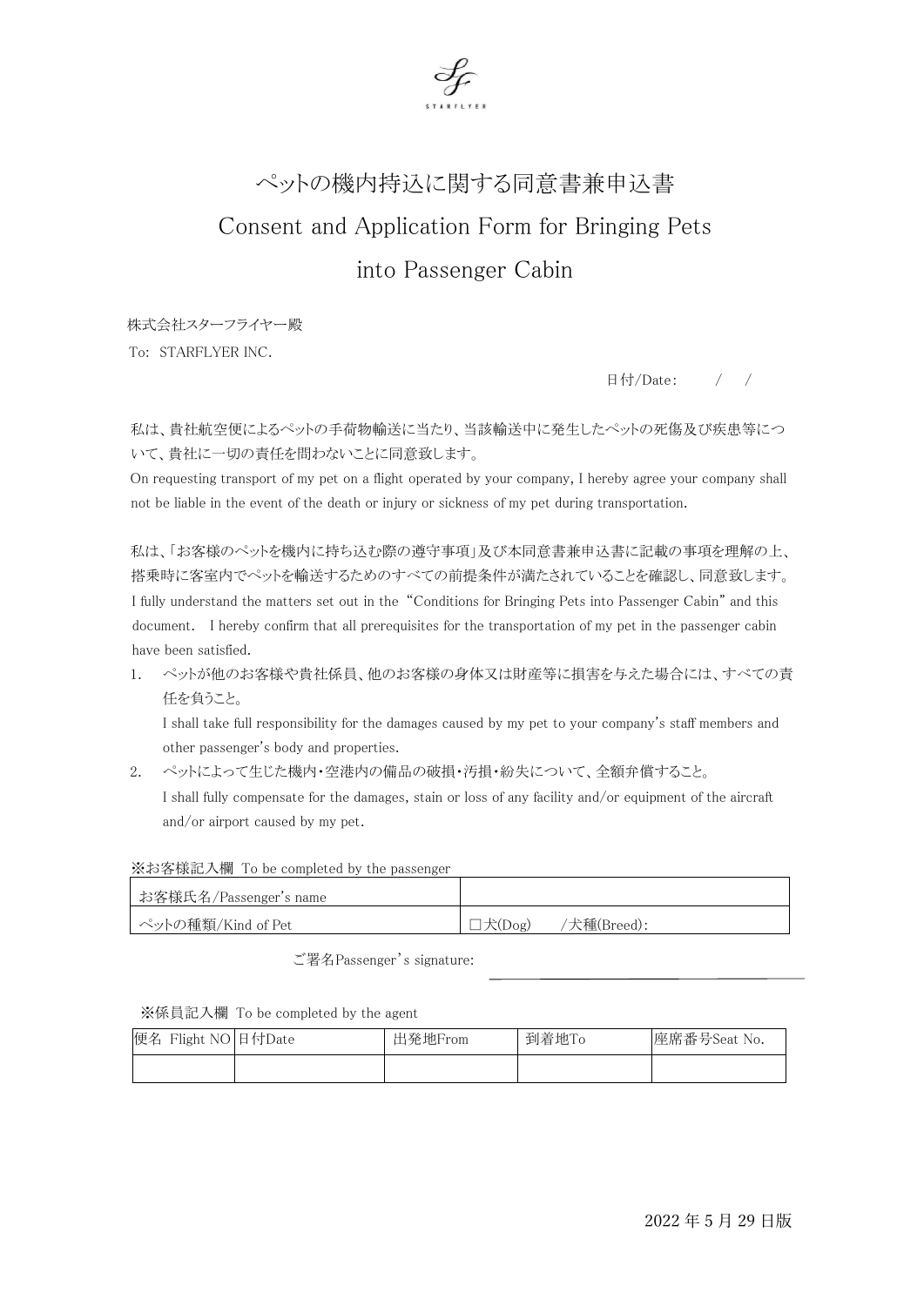STARFLYER

# ペットの機内持込に関する同意書兼申込書

# Consent and Application Form for Bringing Pets into Passenger Cabin

株式会社スターフライヤー殿

To: STARFLYER INC.

日付/Date:　　/　　/

私は、貴社航空便によるペットの手荷物輸送に当たり、当該輸送中に発生したペットの死傷及び疾患等について、貴社に一切の責任を問わないことに同意致します。

On requesting transport of my pet on a flight operated by your company, I hereby agree your company shall not be liable in the event of the death or injury or sickness of my pet during transportation.

私は、「お客様のペットを機内に持ち込む際の遵守事項」及び本同意書兼申込書に記載の事項を理解の上、搭乗時に客室内でペットを輸送するためのすべての前提条件が満たされていることを確認し、同意致します。

I fully understand the matters set out in the "Conditions for Bringing Pets into Passenger Cabin" and this document.　I hereby confirm that all prerequisites for the transportation of my pet in the passenger cabin have been satisfied.

1. ペットが他のお客様や貴社係員、他のお客様の身体又は財産等に損害を与えた場合には、すべての責任を負うこと。
   I shall take full responsibility for the damages caused by my pet to your company's staff members and other passenger's body and properties.
2. ペットによって生じた機内・空港内の備品の破損・汚損・紛失について、全額弁償すること。
   I shall fully compensate for the damages, stain or loss of any facility and/or equipment of the aircraft and/or airport caused by my pet.

※お客様記入欄　To be completed by the passenger

| | |
|---|---|
| お客様氏名/Passenger's name | |
| ペットの種類/Kind of Pet | □犬(Dog)　/犬種(Breed): |

ご署名Passenger's signature: ______________________

※係員記入欄　To be completed by the agent

| 便名 Flight NO | 日付Date | 出発地From | 到着地To | 座席番号Seat No. |
|---|---|---|---|---|
| | | | | |

2022年5月29日版